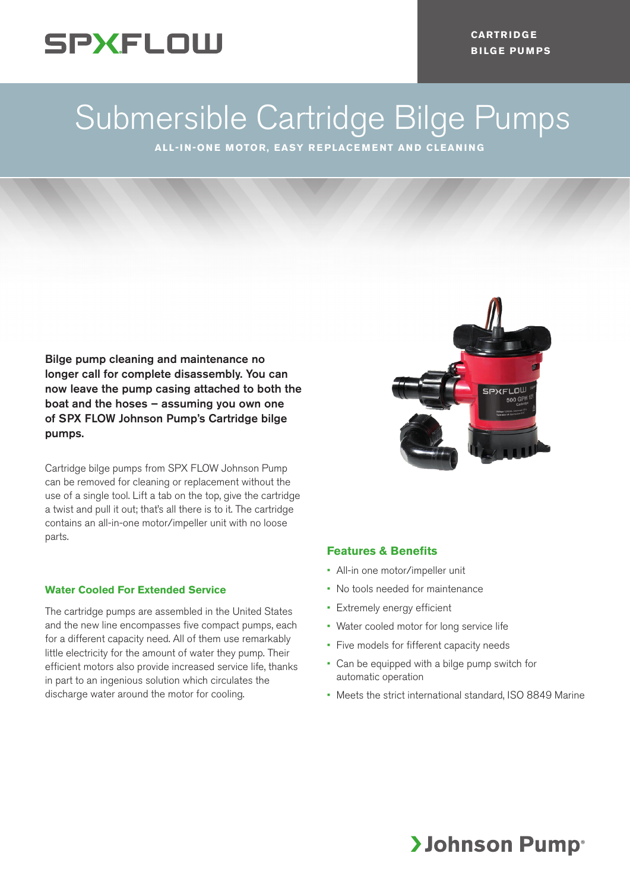SPXFLOW

CARTRIDGE BILGE PUMPS

# Submersible Cartridge Bilge Pumps

**ALL-IN-ONE MOTOR, EASY REPLACEMENT AND CLEANING**

**Bilge pump cleaning and maintenance no longer call for complete disassembly. You can now leave the pump casing attached to both the boat and the hoses – assuming you own one of SPX FLOW Johnson Pump's Cartridge bilge pumps.**

Cartridge bilge pumps from SPX FLOW Johnson Pump can be removed for cleaning or replacement without the use of a single tool. Lift a tab on the top, give the cartridge a twist and pull it out; that's all there is to it. The cartridge contains an all-in-one motor/impeller unit with no loose parts.

## Water Cooled For Extended Service

The cartridge pumps are assembled in the United States and the new line encompasses five compact pumps, each for a different capacity need. All of them use remarkably little electricity for the amount of water they pump. Their efficient motors also provide increased service life, thanks in part to an ingenious solution which circulates the discharge water around the motor for cooling.

## Features & Benefits

- All-in one motor/impeller unit
- No tools needed for maintenance
- Extremely energy efficient
- Water cooled motor for long service life
- Five models for fifferent capacity needs
- Can be equipped with a bilge pump switch for automatic operation
- Meets the strict international standard, ISO 8849 Marine

Johnson Pump®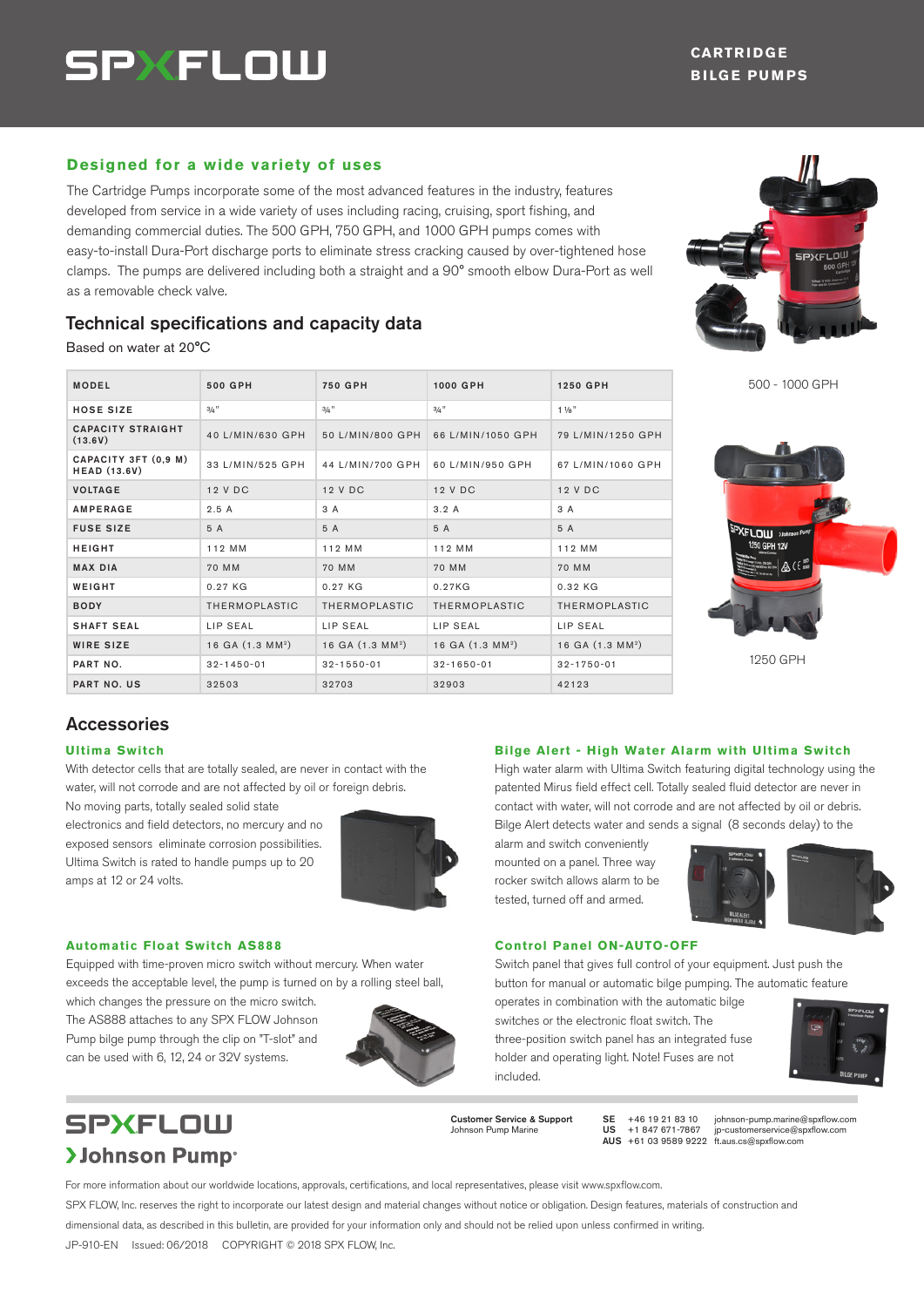# SPXFLOW

**CARTRIDGE BILGE PUMPS**

## Designed for a wide variety of uses

The Cartridge Pumps incorporate some of the most advanced features in the industry, features developed from service in a wide variety of uses including racing, cruising, sport fishing, and demanding commercial duties. The 500 GPH, 750 GPH, and 1000 GPH pumps comes with easy-to-install Dura-Port discharge ports to eliminate stress cracking caused by over-tightened hose clamps. The pumps are delivered including both a straight and a 90° smooth elbow Dura-Port as well as a removable check valve.

500 - 1000 GPH

1250 GPH

## Technical specifications and capacity data

Based on water at 20°C

| MODEL | 500 GPH | 750 GPH | 1000 GPH | 1250 GPH |
|---|---|---|---|---|
| HOSE SIZE | ¾" | ¾" | ¾" | 1 ⅛" |
| CAPACITY STRAIGHT (13.6V) | 40 L/MIN/630 GPH | 50 L/MIN/800 GPH | 66 L/MIN/1050 GPH | 79 L/MIN/1250 GPH |
| CAPACITY 3FT (0,9 M) HEAD (13.6V) | 33 L/MIN/525 GPH | 44 L/MIN/700 GPH | 60 L/MIN/950 GPH | 67 L/MIN/1060 GPH |
| VOLTAGE | 12 V DC | 12 V DC | 12 V DC | 12 V DC |
| AMPERAGE | 2.5 A | 3 A | 3.2 A | 3 A |
| FUSE SIZE | 5 A | 5 A | 5 A | 5 A |
| HEIGHT | 112 MM | 112 MM | 112 MM | 112 MM |
| MAX DIA | 70 MM | 70 MM | 70 MM | 70 MM |
| WEIGHT | 0.27 KG | 0.27 KG | 0.27KG | 0.32 KG |
| BODY | THERMOPLASTIC | THERMOPLASTIC | THERMOPLASTIC | THERMOPLASTIC |
| SHAFT SEAL | LIP SEAL | LIP SEAL | LIP SEAL | LIP SEAL |
| WIRE SIZE | 16 GA (1.3 MM²) | 16 GA (1.3 MM²) | 16 GA (1.3 MM²) | 16 GA (1.3 MM²) |
| PART NO. | 32-1450-01 | 32-1550-01 | 32-1650-01 | 32-1750-01 |
| PART NO. US | 32503 | 32703 | 32903 | 42123 |

## Accessories

### Ultima Switch

With detector cells that are totally sealed, are never in contact with the water, will not corrode and are not affected by oil or foreign debris. No moving parts, totally sealed solid state electronics and field detectors, no mercury and no exposed sensors eliminate corrosion possibilities. Ultima Switch is rated to handle pumps up to 20 amps at 12 or 24 volts.

### Automatic Float Switch AS888

Equipped with time-proven micro switch without mercury. When water exceeds the acceptable level, the pump is turned on by a rolling steel ball, which changes the pressure on the micro switch. The AS888 attaches to any SPX FLOW Johnson Pump bilge pump through the clip on "T-slot" and can be used with 6, 12, 24 or 32V systems.

### Bilge Alert - High Water Alarm with Ultima Switch

High water alarm with Ultima Switch featuring digital technology using the patented Mirus field effect cell. Totally sealed fluid detector are never in contact with water, will not corrode and are not affected by oil or debris. Bilge Alert detects water and sends a signal (8 seconds delay) to the alarm and switch conveniently mounted on a panel. Three way rocker switch allows alarm to be tested, turned off and armed.

### Control Panel ON-AUTO-OFF

Switch panel that gives full control of your equipment. Just push the button for manual or automatic bilge pumping. The automatic feature operates in combination with the automatic bilge switches or the electronic float switch. The three-position switch panel has an integrated fuse holder and operating light. Note! Fuses are not included.

**SPXFLOW**
**›Johnson Pump®**

**Customer Service & Support**
Johnson Pump Marine

| | | |
|---|---|---|
| SE | +46 19 21 83 10 | johnson-pump.marine@spxflow.com |
| US | +1 847 671-7867 | jp-customerservice@spxflow.com |
| AUS | +61 03 9589 9222 | ft.aus.cs@spxflow.com |

For more information about our worldwide locations, approvals, certifications, and local representatives, please visit www.spxflow.com.

SPX FLOW, Inc. reserves the right to incorporate our latest design and material changes without notice or obligation. Design features, materials of construction and dimensional data, as described in this bulletin, are provided for your information only and should not be relied upon unless confirmed in writing.

JP-910-EN Issued: 06/2018 COPYRIGHT © 2018 SPX FLOW, Inc.